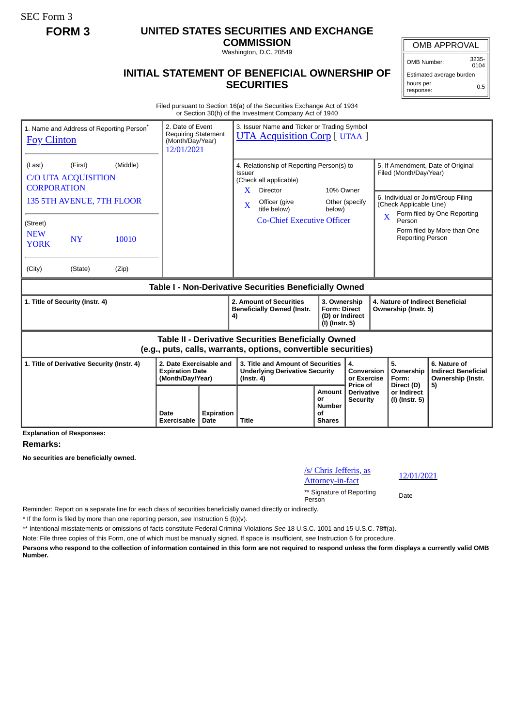SEC Form 3

**FORM 3**

# UNITED STATES SECURITIES AND EXCHANGE COMMISSION

Washington, D.C. 20549

## INITIAL STATEMENT OF BENEFICIAL OWNERSHIP OF SECURITIES

| OMB APPROVAL | |
|---|---|
| OMB Number: | 3235-0104 |
| Estimated average burden | |
| hours per response: | 0.5 |

Filed pursuant to Section 16(a) of the Securities Exchange Act of 1934 or Section 30(h) of the Investment Company Act of 1940

| 1. Name and Address of Reporting Person* | 2. Date of Event Requiring Statement (Month/Day/Year) | 3. Issuer Name and Ticker or Trading Symbol |
|---|---|---|
| Foy Clinton | 12/01/2021 | UTA Acquisition Corp [ UTAA ] |
| (Last) (First) (Middle) C/O UTA ACQUISITION CORPORATION 135 5TH AVENUE, 7TH FLOOR | | 4. Relationship of Reporting Person(s) to Issuer (Check all applicable) X Director; 10% Owner; X Officer (give title below); Other (specify below) — Co-Chief Executive Officer |
| (Street) NEW YORK NY 10010 | | 5. If Amendment, Date of Original Filed (Month/Day/Year) |
| (City) (State) (Zip) | | 6. Individual or Joint/Group Filing (Check Applicable Line) X Form filed by One Reporting Person; Form filed by More than One Reporting Person |

### Table I - Non-Derivative Securities Beneficially Owned

| 1. Title of Security (Instr. 4) | 2. Amount of Securities Beneficially Owned (Instr. 4) | 3. Ownership Form: Direct (D) or Indirect (I) (Instr. 5) | 4. Nature of Indirect Beneficial Ownership (Instr. 5) |
|---|---|---|---|

### Table II - Derivative Securities Beneficially Owned (e.g., puts, calls, warrants, options, convertible securities)

| 1. Title of Derivative Security (Instr. 4) | 2. Date Exercisable and Expiration Date (Month/Day/Year) | | 3. Title and Amount of Securities Underlying Derivative Security (Instr. 4) | | 4. Conversion or Exercise Price of Derivative Security | 5. Ownership Form: Direct (D) or Indirect (I) (Instr. 5) | 6. Nature of Indirect Beneficial Ownership (Instr. 5) |
|---|---|---|---|---|---|---|---|
| | Date Exercisable | Expiration Date | Title | Amount or Number of Shares | | | |

**Explanation of Responses:**

**Remarks:**

**No securities are beneficially owned.**

| /s/ Chris Jefferis, as Attorney-in-fact | 12/01/2021 |
|---|---|
| ** Signature of Reporting Person | Date |

Reminder: Report on a separate line for each class of securities beneficially owned directly or indirectly.

\* If the form is filed by more than one reporting person, *see* Instruction 5 (b)(v).

\** Intentional misstatements or omissions of facts constitute Federal Criminal Violations *See* 18 U.S.C. 1001 and 15 U.S.C. 78ff(a).

Note: File three copies of this Form, one of which must be manually signed. If space is insufficient, *see* Instruction 6 for procedure.

**Persons who respond to the collection of information contained in this form are not required to respond unless the form displays a currently valid OMB Number.**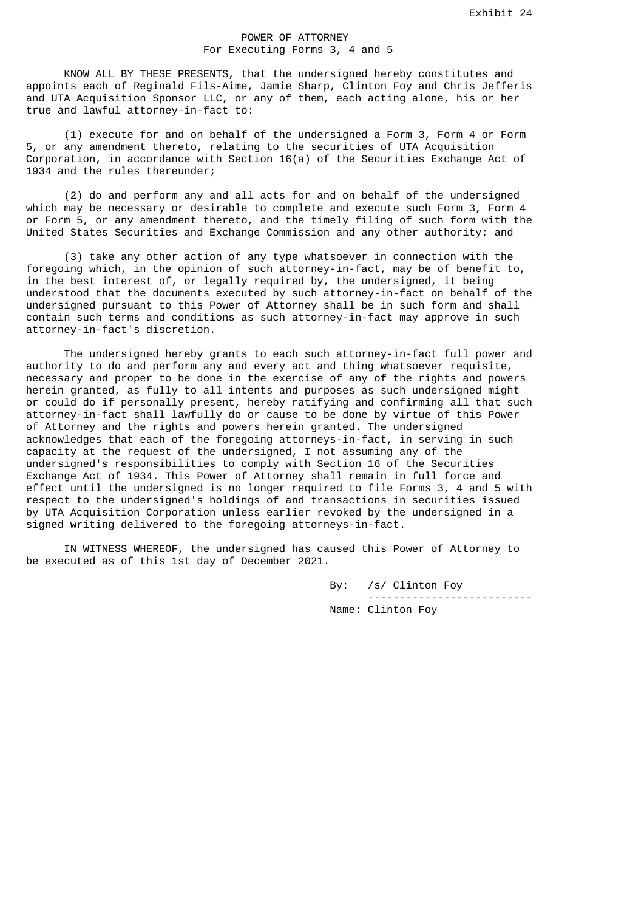Exhibit 24

# POWER OF ATTORNEY
## For Executing Forms 3, 4 and 5

KNOW ALL BY THESE PRESENTS, that the undersigned hereby constitutes and appoints each of Reginald Fils-Aime, Jamie Sharp, Clinton Foy and Chris Jefferis and UTA Acquisition Sponsor LLC, or any of them, each acting alone, his or her true and lawful attorney-in-fact to:

(1) execute for and on behalf of the undersigned a Form 3, Form 4 or Form 5, or any amendment thereto, relating to the securities of UTA Acquisition Corporation, in accordance with Section 16(a) of the Securities Exchange Act of 1934 and the rules thereunder;

(2) do and perform any and all acts for and on behalf of the undersigned which may be necessary or desirable to complete and execute such Form 3, Form 4 or Form 5, or any amendment thereto, and the timely filing of such form with the United States Securities and Exchange Commission and any other authority; and

(3) take any other action of any type whatsoever in connection with the foregoing which, in the opinion of such attorney-in-fact, may be of benefit to, in the best interest of, or legally required by, the undersigned, it being understood that the documents executed by such attorney-in-fact on behalf of the undersigned pursuant to this Power of Attorney shall be in such form and shall contain such terms and conditions as such attorney-in-fact may approve in such attorney-in-fact's discretion.

The undersigned hereby grants to each such attorney-in-fact full power and authority to do and perform any and every act and thing whatsoever requisite, necessary and proper to be done in the exercise of any of the rights and powers herein granted, as fully to all intents and purposes as such undersigned might or could do if personally present, hereby ratifying and confirming all that such attorney-in-fact shall lawfully do or cause to be done by virtue of this Power of Attorney and the rights and powers herein granted. The undersigned acknowledges that each of the foregoing attorneys-in-fact, in serving in such capacity at the request of the undersigned, I not assuming any of the undersigned's responsibilities to comply with Section 16 of the Securities Exchange Act of 1934. This Power of Attorney shall remain in full force and effect until the undersigned is no longer required to file Forms 3, 4 and 5 with respect to the undersigned's holdings of and transactions in securities issued by UTA Acquisition Corporation unless earlier revoked by the undersigned in a signed writing delivered to the foregoing attorneys-in-fact.

IN WITNESS WHEREOF, the undersigned has caused this Power of Attorney to be executed as of this 1st day of December 2021.

By: /s/ Clinton Foy

Name: Clinton Foy